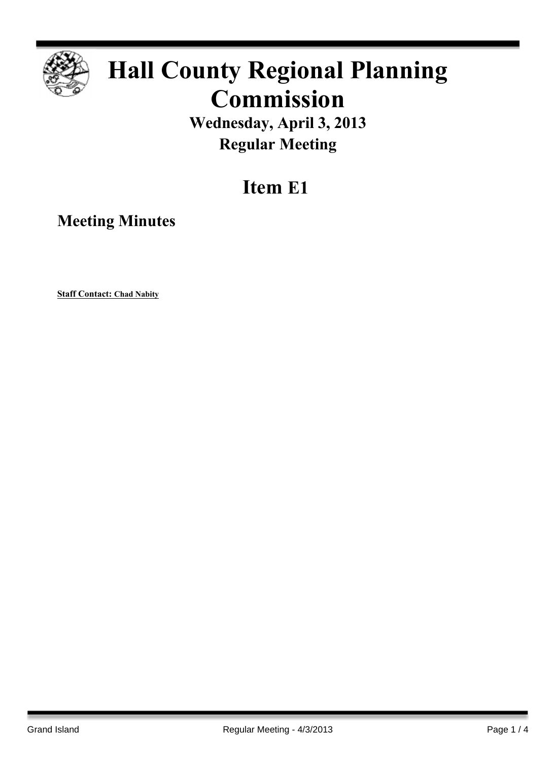# Hall County Regional Planning Commission

## Wednesday, April 3, 2013

## Regular Meeting

# Item E1

## Meeting Minutes

**Staff Contact: Chad Nabity**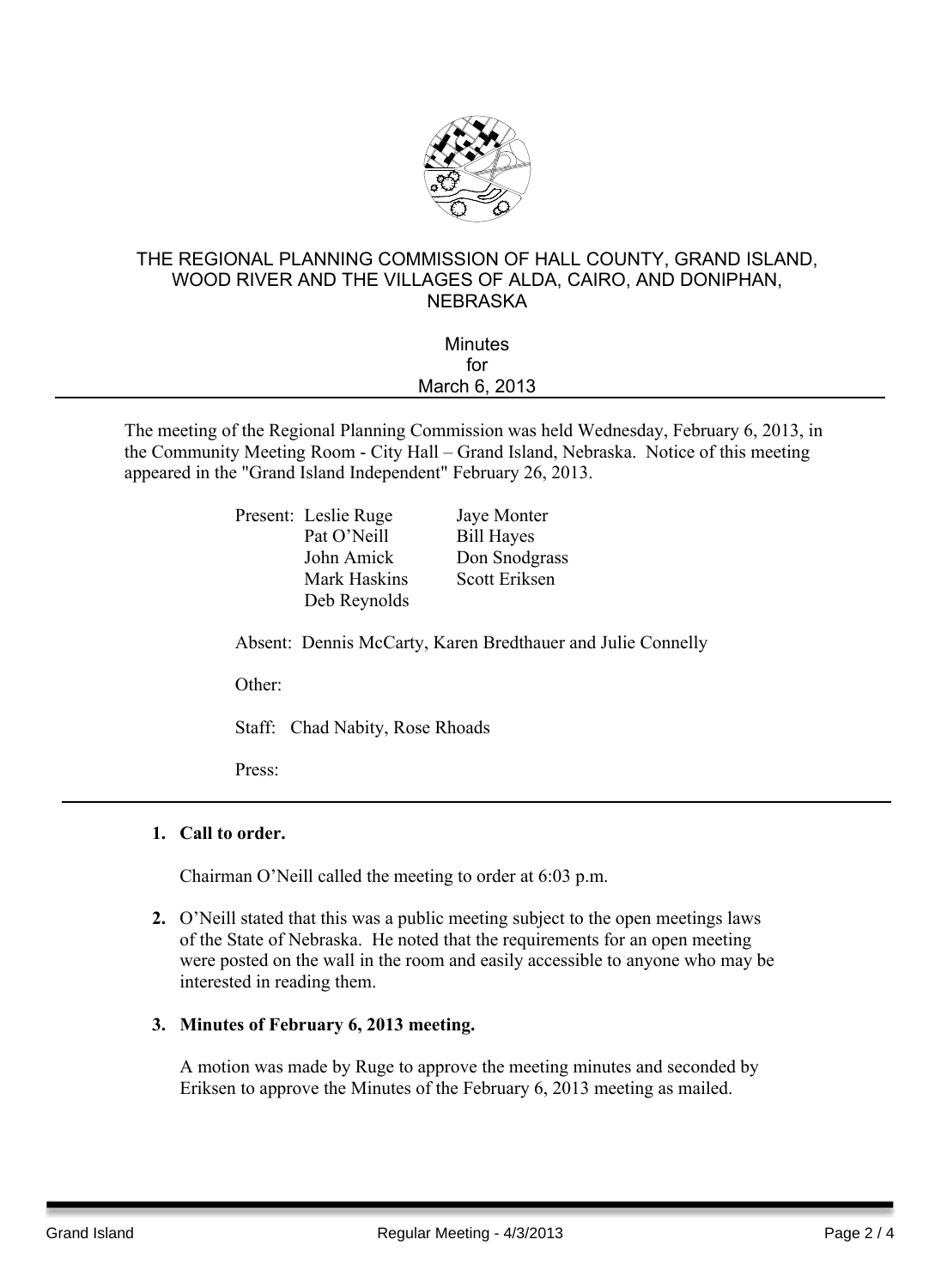THE REGIONAL PLANNING COMMISSION OF HALL COUNTY, GRAND ISLAND, WOOD RIVER AND THE VILLAGES OF ALDA, CAIRO, AND DONIPHAN, NEBRASKA

Minutes
for
March 6, 2013

---

The meeting of the Regional Planning Commission was held Wednesday, February 6, 2013, in the Community Meeting Room - City Hall – Grand Island, Nebraska. Notice of this meeting appeared in the "Grand Island Independent" February 26, 2013.

Present: Leslie Ruge, Jaye Monter, Pat O'Neill, Bill Hayes, John Amick, Don Snodgrass, Mark Haskins, Scott Eriksen, Deb Reynolds

Absent: Dennis McCarty, Karen Bredthauer and Julie Connelly

Other:

Staff: Chad Nabity, Rose Rhoads

Press:

---

1. **Call to order.**

   Chairman O'Neill called the meeting to order at 6:03 p.m.

2. O'Neill stated that this was a public meeting subject to the open meetings laws of the State of Nebraska. He noted that the requirements for an open meeting were posted on the wall in the room and easily accessible to anyone who may be interested in reading them.

3. **Minutes of February 6, 2013 meeting.**

   A motion was made by Ruge to approve the meeting minutes and seconded by Eriksen to approve the Minutes of the February 6, 2013 meeting as mailed.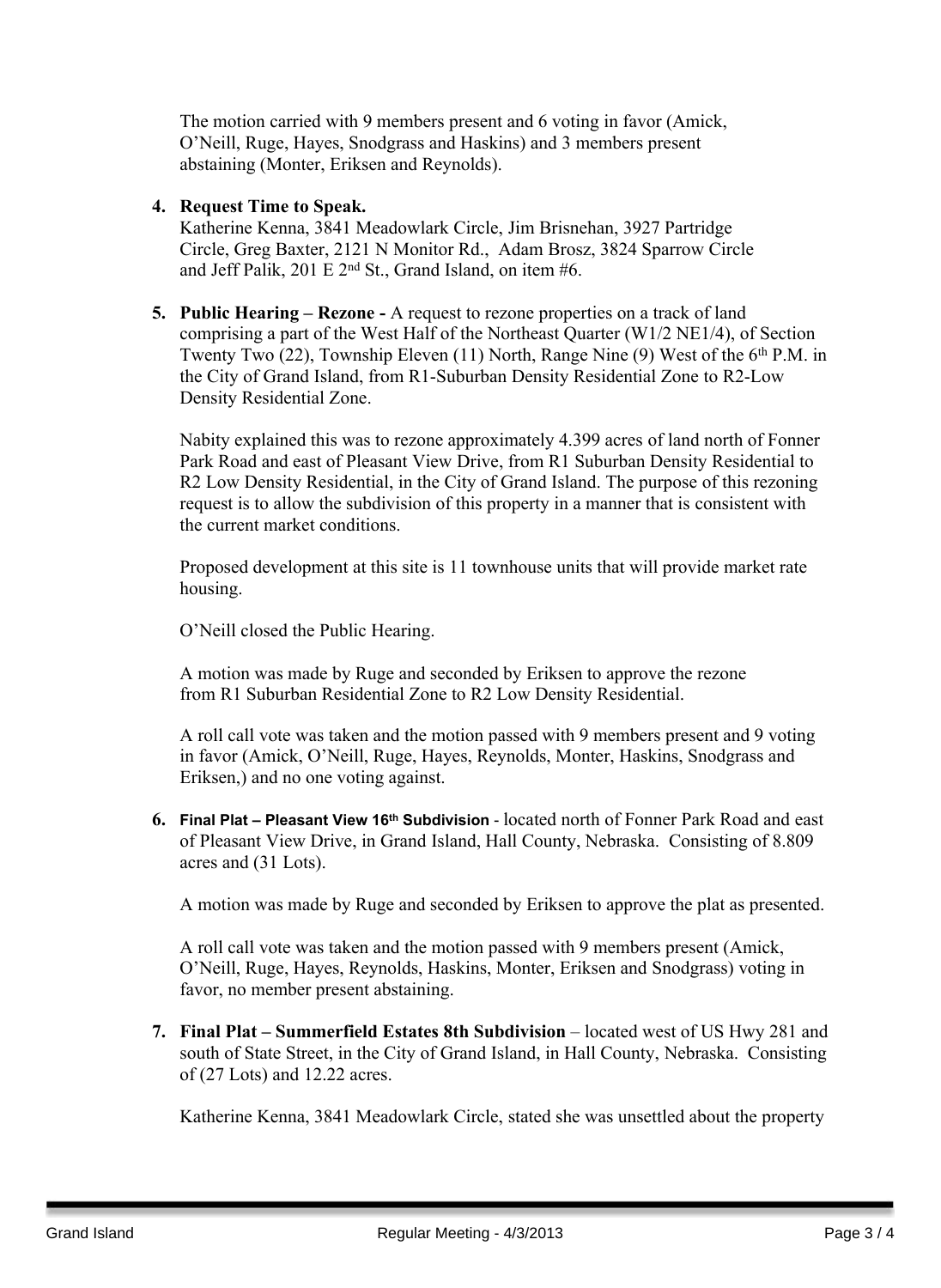The motion carried with 9 members present and 6 voting in favor (Amick, O'Neill, Ruge, Hayes, Snodgrass and Haskins) and 3 members present abstaining (Monter, Eriksen and Reynolds).

4. **Request Time to Speak.**
   Katherine Kenna, 3841 Meadowlark Circle, Jim Brisnehan, 3927 Partridge Circle, Greg Baxter, 2121 N Monitor Rd., Adam Brosz, 3824 Sparrow Circle and Jeff Palik, 201 E 2nd St., Grand Island, on item #6.

5. **Public Hearing – Rezone -** A request to rezone properties on a track of land comprising a part of the West Half of the Northeast Quarter (W1/2 NE1/4), of Section Twenty Two (22), Township Eleven (11) North, Range Nine (9) West of the 6th P.M. in the City of Grand Island, from R1-Suburban Density Residential Zone to R2-Low Density Residential Zone.

   Nabity explained this was to rezone approximately 4.399 acres of land north of Fonner Park Road and east of Pleasant View Drive, from R1 Suburban Density Residential to R2 Low Density Residential, in the City of Grand Island. The purpose of this rezoning request is to allow the subdivision of this property in a manner that is consistent with the current market conditions.

   Proposed development at this site is 11 townhouse units that will provide market rate housing.

   O'Neill closed the Public Hearing.

   A motion was made by Ruge and seconded by Eriksen to approve the rezone from R1 Suburban Residential Zone to R2 Low Density Residential.

   A roll call vote was taken and the motion passed with 9 members present and 9 voting in favor (Amick, O'Neill, Ruge, Hayes, Reynolds, Monter, Haskins, Snodgrass and Eriksen,) and no one voting against.

6. **Final Plat – Pleasant View 16th Subdivision** - located north of Fonner Park Road and east of Pleasant View Drive, in Grand Island, Hall County, Nebraska. Consisting of 8.809 acres and (31 Lots).

   A motion was made by Ruge and seconded by Eriksen to approve the plat as presented.

   A roll call vote was taken and the motion passed with 9 members present (Amick, O'Neill, Ruge, Hayes, Reynolds, Haskins, Monter, Eriksen and Snodgrass) voting in favor, no member present abstaining.

7. **Final Plat – Summerfield Estates 8th Subdivision** – located west of US Hwy 281 and south of State Street, in the City of Grand Island, in Hall County, Nebraska. Consisting of (27 Lots) and 12.22 acres.

   Katherine Kenna, 3841 Meadowlark Circle, stated she was unsettled about the property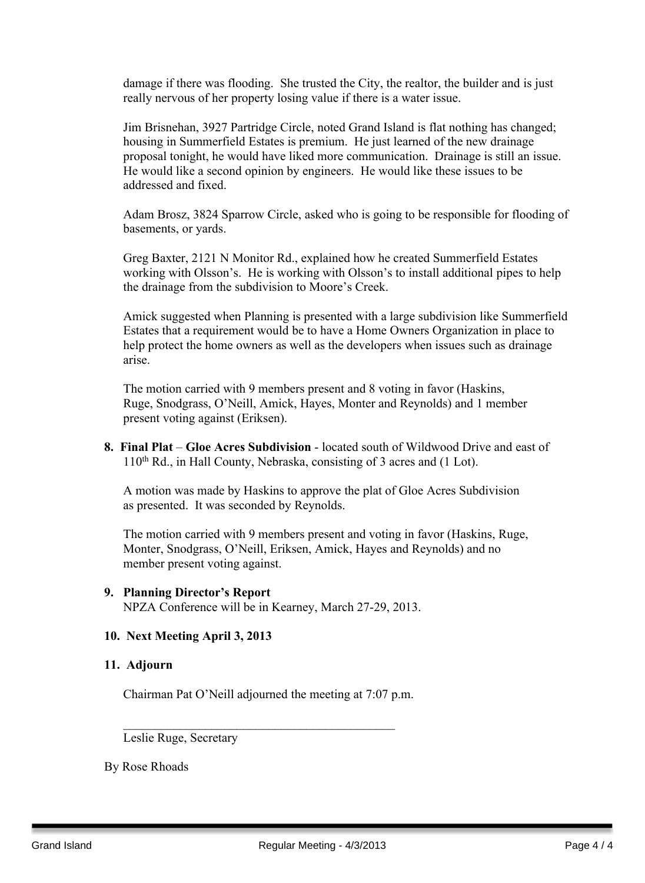damage if there was flooding. She trusted the City, the realtor, the builder and is just really nervous of her property losing value if there is a water issue.

Jim Brisnehan, 3927 Partridge Circle, noted Grand Island is flat nothing has changed; housing in Summerfield Estates is premium. He just learned of the new drainage proposal tonight, he would have liked more communication. Drainage is still an issue. He would like a second opinion by engineers. He would like these issues to be addressed and fixed.

Adam Brosz, 3824 Sparrow Circle, asked who is going to be responsible for flooding of basements, or yards.

Greg Baxter, 2121 N Monitor Rd., explained how he created Summerfield Estates working with Olsson's. He is working with Olsson's to install additional pipes to help the drainage from the subdivision to Moore's Creek.

Amick suggested when Planning is presented with a large subdivision like Summerfield Estates that a requirement would be to have a Home Owners Organization in place to help protect the home owners as well as the developers when issues such as drainage arise.

The motion carried with 9 members present and 8 voting in favor (Haskins, Ruge, Snodgrass, O'Neill, Amick, Hayes, Monter and Reynolds) and 1 member present voting against (Eriksen).

**8. Final Plat** – **Gloe Acres Subdivision** - located south of Wildwood Drive and east of 110th Rd., in Hall County, Nebraska, consisting of 3 acres and (1 Lot).

A motion was made by Haskins to approve the plat of Gloe Acres Subdivision as presented. It was seconded by Reynolds.

The motion carried with 9 members present and voting in favor (Haskins, Ruge, Monter, Snodgrass, O'Neill, Eriksen, Amick, Hayes and Reynolds) and no member present voting against.

**9. Planning Director's Report**

NPZA Conference will be in Kearney, March 27-29, 2013.

**10. Next Meeting April 3, 2013**

**11. Adjourn**

Chairman Pat O'Neill adjourned the meeting at 7:07 p.m.

\_\_\_\_\_\_\_\_\_\_\_\_\_\_\_\_\_\_\_\_\_\_\_\_\_\_\_\_\_\_\_\_\_\_\_\_\_\_\_\_\_\_\_\_

Leslie Ruge, Secretary

By Rose Rhoads